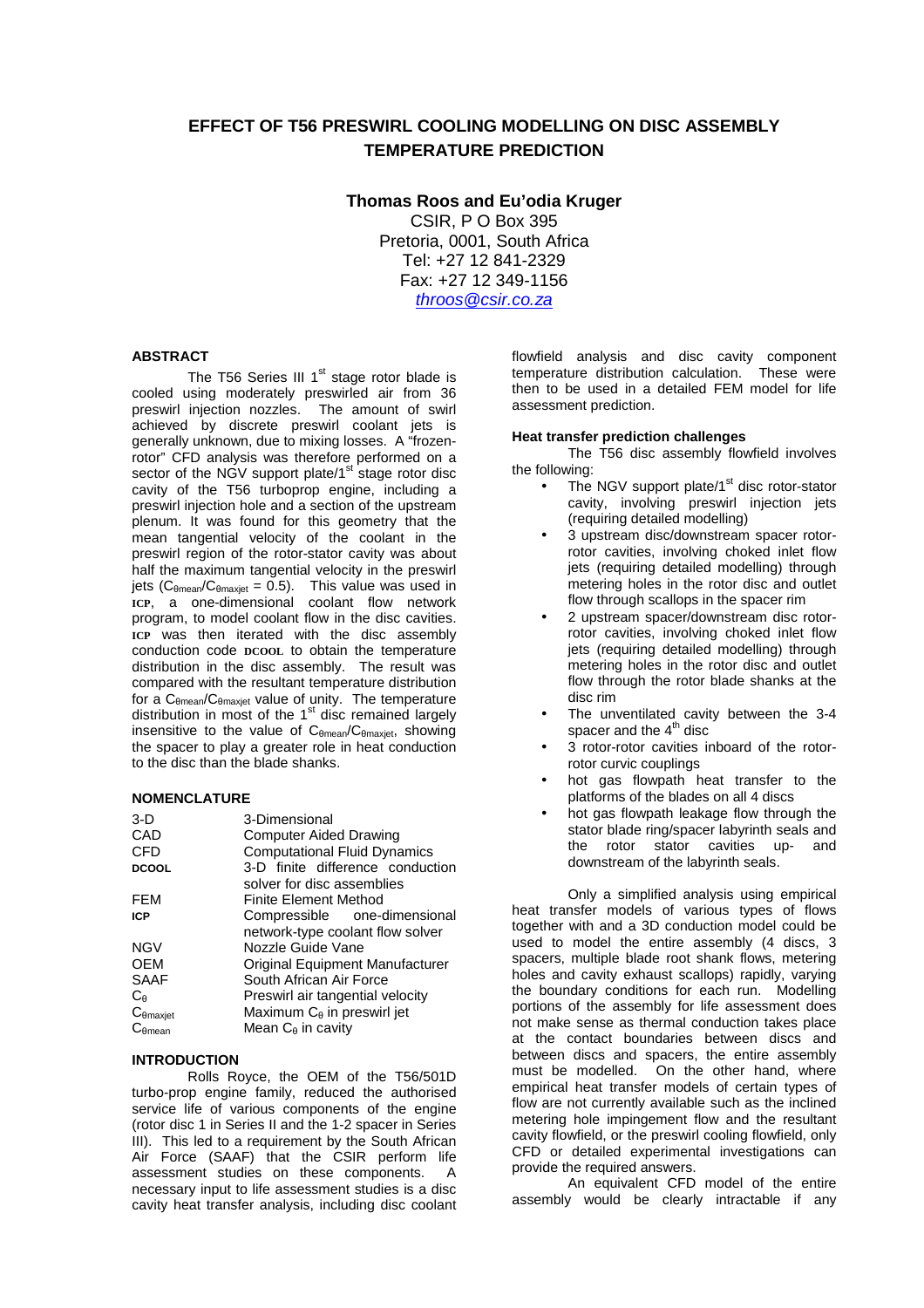# EFFECT OF T56 PRESWIRL COOLING MODELLING ON DISC ASSEMBLY TEMPERATURE PREDICTION

**Thomas Roos and Eu'odia Kruger**

CSIR, P O Box 395
Pretoria, 0001, South Africa
Tel: +27 12 841-2329
Fax: +27 12 349-1156
throos@csir.co.za

## ABSTRACT

The T56 Series III 1st stage rotor blade is cooled using moderately preswirled air from 36 preswirl injection nozzles. The amount of swirl achieved by discrete preswirl coolant jets is generally unknown, due to mixing losses. A "frozen-rotor" CFD analysis was therefore performed on a sector of the NGV support plate/1st stage rotor disc cavity of the T56 turboprop engine, including a preswirl injection hole and a section of the upstream plenum. It was found for this geometry that the mean tangential velocity of the coolant in the preswirl region of the rotor-stator cavity was about half the maximum tangential velocity in the preswirl jets ($C_{\theta mean}/C_{\theta maxjet} = 0.5$). This value was used in **ICP**, a one-dimensional coolant flow network program, to model coolant flow in the disc cavities. **ICP** was then iterated with the disc assembly conduction code **DCOOL** to obtain the temperature distribution in the disc assembly. The result was compared with the resultant temperature distribution for a $C_{\theta mean}/C_{\theta maxjet}$ value of unity. The temperature distribution in most of the 1st disc remained largely insensitive to the value of $C_{\theta mean}/C_{\theta maxjet}$, showing the spacer to play a greater role in heat conduction to the disc than the blade shanks.

## NOMENCLATURE

| | |
|---|---|
| 3-D | 3-Dimensional |
| CAD | Computer Aided Drawing |
| CFD | Computational Fluid Dynamics |
| **DCOOL** | 3-D finite difference conduction solver for disc assemblies |
| FEM | Finite Element Method |
| **ICP** | Compressible one-dimensional network-type coolant flow solver |
| NGV | Nozzle Guide Vane |
| OEM | Original Equipment Manufacturer |
| SAAF | South African Air Force |
| $C_\theta$ | Preswirl air tangential velocity |
| $C_{\theta maxjet}$ | Maximum $C_\theta$ in preswirl jet |
| $C_{\theta mean}$ | Mean $C_\theta$ in cavity |

## INTRODUCTION

Rolls Royce, the OEM of the T56/501D turbo-prop engine family, reduced the authorised service life of various components of the engine (rotor disc 1 in Series II and the 1-2 spacer in Series III). This led to a requirement by the South African Air Force (SAAF) that the CSIR perform life assessment studies on these components. A necessary input to life assessment studies is a disc cavity heat transfer analysis, including disc coolant flowfield analysis and disc cavity component temperature distribution calculation. These were then to be used in a detailed FEM model for life assessment prediction.

### Heat transfer prediction challenges

The T56 disc assembly flowfield involves the following:

- The NGV support plate/1st disc rotor-stator cavity, involving preswirl injection jets (requiring detailed modelling)
- 3 upstream disc/downstream spacer rotor-rotor cavities, involving choked inlet flow jets (requiring detailed modelling) through metering holes in the rotor disc and outlet flow through scallops in the spacer rim
- 2 upstream spacer/downstream disc rotor-rotor cavities, involving choked inlet flow jets (requiring detailed modelling) through metering holes in the rotor disc and outlet flow through the rotor blade shanks at the disc rim
- The unventilated cavity between the 3-4 spacer and the 4th disc
- 3 rotor-rotor cavities inboard of the rotor-rotor curvic couplings
- hot gas flowpath heat transfer to the platforms of the blades on all 4 discs
- hot gas flowpath leakage flow through the stator blade ring/spacer labyrinth seals and the rotor stator cavities up- and downstream of the labyrinth seals.

Only a simplified analysis using empirical heat transfer models of various types of flows together with and a 3D conduction model could be used to model the entire assembly (4 discs, 3 spacers, multiple blade root shank flows, metering holes and cavity exhaust scallops) rapidly, varying the boundary conditions for each run. Modelling portions of the assembly for life assessment does not make sense as thermal conduction takes place at the contact boundaries between discs and between discs and spacers, the entire assembly must be modelled. On the other hand, where empirical heat transfer models of certain types of flow are not currently available such as the inclined metering hole impingement flow and the resultant cavity flowfield, or the preswirl cooling flowfield, only CFD or detailed experimental investigations can provide the required answers.

An equivalent CFD model of the entire assembly would be clearly intractable if any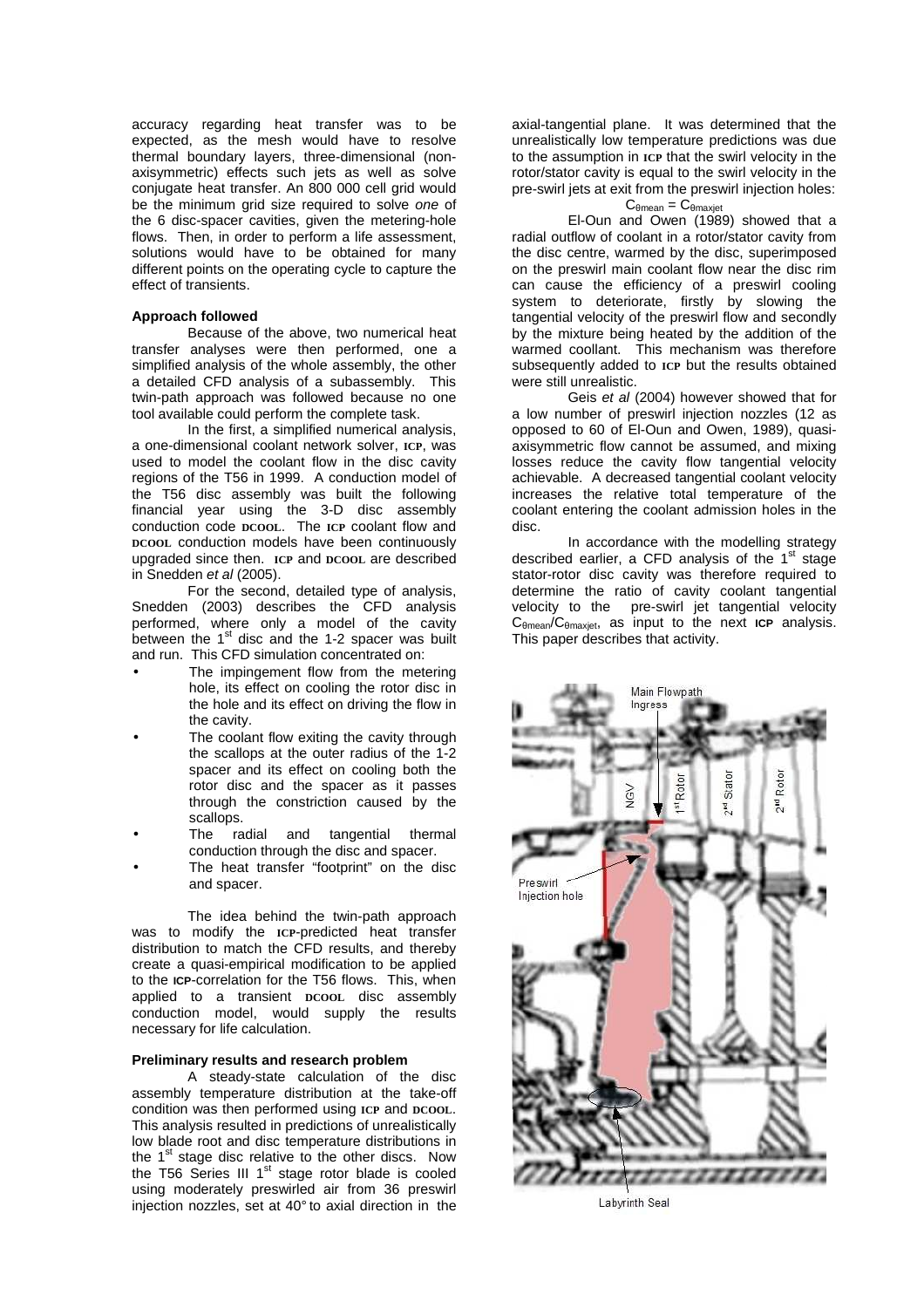accuracy regarding heat transfer was to be expected, as the mesh would have to resolve thermal boundary layers, three-dimensional (non-axisymmetric) effects such jets as well as solve conjugate heat transfer. An 800 000 cell grid would be the minimum grid size required to solve *one* of the 6 disc-spacer cavities, given the metering-hole flows. Then, in order to perform a life assessment, solutions would have to be obtained for many different points on the operating cycle to capture the effect of transients.

**Approach followed**

Because of the above, two numerical heat transfer analyses were then performed, one a simplified analysis of the whole assembly, the other a detailed CFD analysis of a subassembly. This twin-path approach was followed because no one tool available could perform the complete task.

In the first, a simplified numerical analysis, a one-dimensional coolant network solver, ICP, was used to model the coolant flow in the disc cavity regions of the T56 in 1999. A conduction model of the T56 disc assembly was built the following financial year using the 3-D disc assembly conduction code DCOOL. The ICP coolant flow and DCOOL conduction models have been continuously upgraded since then. ICP and DCOOL are described in Snedden *et al* (2005).

For the second, detailed type of analysis, Snedden (2003) describes the CFD analysis performed, where only a model of the cavity between the 1st disc and the 1-2 spacer was built and run. This CFD simulation concentrated on:

- The impingement flow from the metering hole, its effect on cooling the rotor disc in the hole and its effect on driving the flow in the cavity.
- The coolant flow exiting the cavity through the scallops at the outer radius of the 1-2 spacer and its effect on cooling both the rotor disc and the spacer as it passes through the constriction caused by the scallops.
- The radial and tangential thermal conduction through the disc and spacer.
- The heat transfer "footprint" on the disc and spacer.

The idea behind the twin-path approach was to modify the ICP-predicted heat transfer distribution to match the CFD results, and thereby create a quasi-empirical modification to be applied to the ICP-correlation for the T56 flows. This, when applied to a transient DCOOL disc assembly conduction model, would supply the results necessary for life calculation.

**Preliminary results and research problem**

A steady-state calculation of the disc assembly temperature distribution at the take-off condition was then performed using ICP and DCOOL. This analysis resulted in predictions of unrealistically low blade root and disc temperature distributions in the 1st stage disc relative to the other discs. Now the T56 Series III 1st stage rotor blade is cooled using moderately preswirled air from 36 preswirl injection nozzles, set at 40° to axial direction in the axial-tangential plane. It was determined that the unrealistically low temperature predictions was due to the assumption in ICP that the swirl velocity in the rotor/stator cavity is equal to the swirl velocity in the pre-swirl jets at exit from the preswirl injection holes:

$$C_{\theta mean} = C_{\theta maxjet}$$

El-Oun and Owen (1989) showed that a radial outflow of coolant in a rotor/stator cavity from the disc centre, warmed by the disc, superimposed on the preswirl main coolant flow near the disc rim can cause the efficiency of a preswirl cooling system to deteriorate, firstly by slowing the tangential velocity of the preswirl flow and secondly by the mixture being heated by the addition of the warmed coolant. This mechanism was therefore subsequently added to ICP but the results obtained were still unrealistic.

Geis *et al* (2004) however showed that for a low number of preswirl injection nozzles (12 as opposed to 60 of El-Oun and Owen, 1989), quasi-axisymmetric flow cannot be assumed, and mixing losses reduce the cavity flow tangential velocity achievable. A decreased tangential coolant velocity increases the relative total temperature of the coolant entering the coolant admission holes in the disc.

In accordance with the modelling strategy described earlier, a CFD analysis of the 1st stage stator-rotor disc cavity was therefore required to determine the ratio of cavity coolant tangential velocity to the pre-swirl jet tangential velocity $C_{\theta mean}/C_{\theta maxjet}$, as input to the next ICP analysis. This paper describes that activity.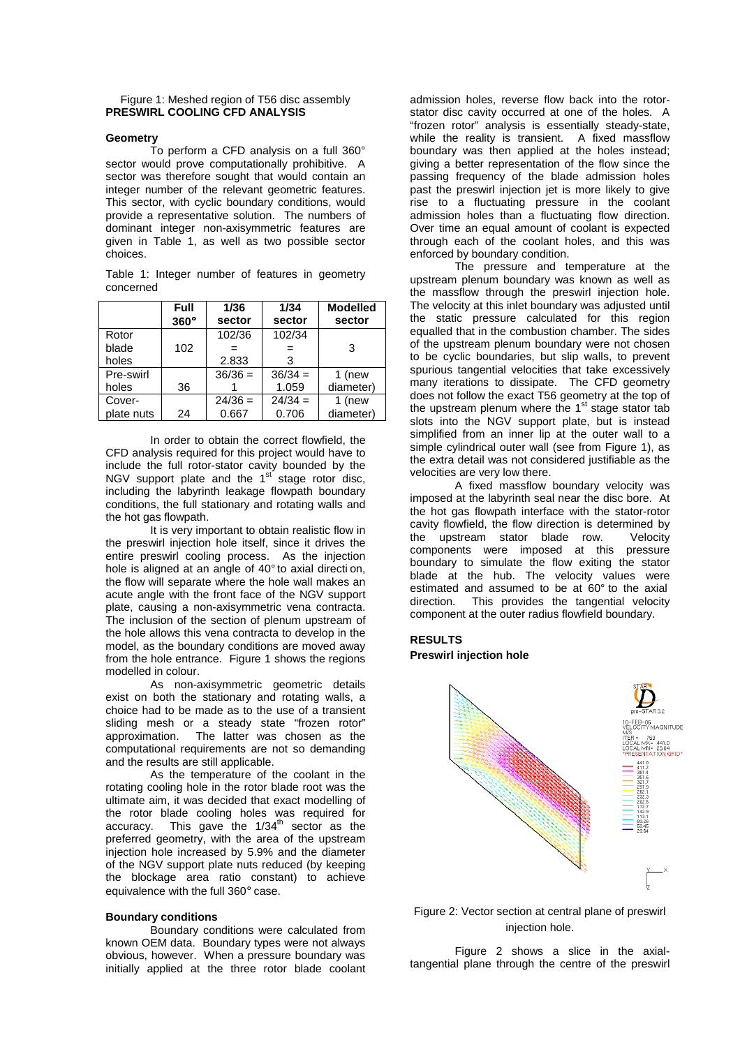Figure 1: Meshed region of T56 disc assembly

## PRESWIRL COOLING CFD ANALYSIS

### Geometry

To perform a CFD analysis on a full 360° sector would prove computationally prohibitive. A sector was therefore sought that would contain an integer number of the relevant geometric features. This sector, with cyclic boundary conditions, would provide a representative solution. The numbers of dominant integer non-axisymmetric features are given in Table 1, as well as two possible sector choices.

Table 1: Integer number of features in geometry concerned

| | Full 360° | 1/36 sector | 1/34 sector | Modelled sector |
|---|---|---|---|---|
| Rotor blade holes | 102 | 102/36 = 2.833 | 102/34 = 3 | 3 |
| Pre-swirl holes | 36 | 36/36 = 1 | 36/34 = 1.059 | 1 (new diameter) |
| Cover-plate nuts | 24 | 24/36 = 0.667 | 24/34 = 0.706 | 1 (new diameter) |

In order to obtain the correct flowfield, the CFD analysis required for this project would have to include the full rotor-stator cavity bounded by the NGV support plate and the 1st stage rotor disc, including the labyrinth leakage flowpath boundary conditions, the full stationary and rotating walls and the hot gas flowpath.

It is very important to obtain realistic flow in the preswirl injection hole itself, since it drives the entire preswirl cooling process. As the injection hole is aligned at an angle of 40° to axial direction, the flow will separate where the hole wall makes an acute angle with the front face of the NGV support plate, causing a non-axisymmetric vena contracta. The inclusion of the section of plenum upstream of the hole allows this vena contracta to develop in the model, as the boundary conditions are moved away from the hole entrance. Figure 1 shows the regions modelled in colour.

As non-axisymmetric geometric details exist on both the stationary and rotating walls, a choice had to be made as to the use of a transient sliding mesh or a steady state "frozen rotor" approximation. The latter was chosen as the computational requirements are not so demanding and the results are still applicable.

As the temperature of the coolant in the rotating cooling hole in the rotor blade root was the ultimate aim, it was decided that exact modelling of the rotor blade cooling holes was required for accuracy. This gave the 1/34th sector as the preferred geometry, with the area of the upstream injection hole increased by 5.9% and the diameter of the NGV support plate nuts reduced (by keeping the blockage area ratio constant) to achieve equivalence with the full 360° case.

### Boundary conditions

Boundary conditions were calculated from known OEM data. Boundary types were not always obvious, however. When a pressure boundary was initially applied at the three rotor blade coolant admission holes, reverse flow back into the rotor-stator disc cavity occurred at one of the holes. A "frozen rotor" analysis is essentially steady-state, while the reality is transient. A fixed massflow boundary was then applied at the holes instead; giving a better representation of the flow since the passing frequency of the blade admission holes past the preswirl injection jet is more likely to give rise to a fluctuating pressure in the coolant admission holes than a fluctuating flow direction. Over time an equal amount of coolant is expected through each of the coolant holes, and this was enforced by boundary condition.

The pressure and temperature at the upstream plenum boundary was known as well as the massflow through the preswirl injection hole. The velocity at this inlet boundary was adjusted until the static pressure calculated for this region equalled that in the combustion chamber. The sides of the upstream plenum boundary were not chosen to be cyclic boundaries, but slip walls, to prevent spurious tangential velocities that take excessively many iterations to dissipate. The CFD geometry does not follow the exact T56 geometry at the top of the upstream plenum where the 1st stage stator tab slots into the NGV support plate, but is instead simplified from an inner lip at the outer wall to a simple cylindrical outer wall (see from Figure 1), as the extra detail was not considered justifiable as the velocities are very low there.

A fixed massflow boundary velocity was imposed at the labyrinth seal near the disc bore. At the hot gas flowpath interface with the stator-rotor cavity flowfield, the flow direction is determined by the upstream stator blade row. Velocity components were imposed at this pressure boundary to simulate the flow exiting the stator blade at the hub. The velocity values were estimated and assumed to be at 60° to the axial direction. This provides the tangential velocity component at the outer radius flowfield boundary.

## RESULTS

### Preswirl injection hole

Figure 2: Vector section at central plane of preswirl injection hole.

Figure 2 shows a slice in the axial-tangential plane through the centre of the preswirl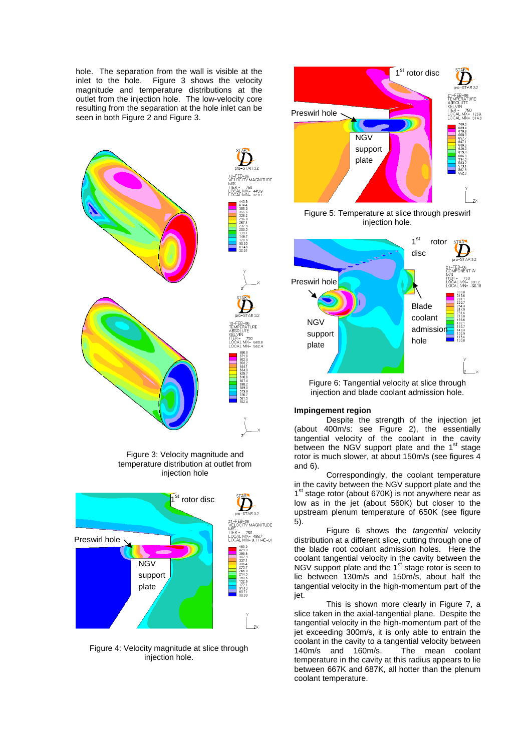hole. The separation from the wall is visible at the inlet to the hole. Figure 3 shows the velocity magnitude and temperature distributions at the outlet from the injection hole. The low-velocity core resulting from the separation at the hole inlet can be seen in both Figure 2 and Figure 3.

Figure 3: Velocity magnitude and temperature distribution at outlet from injection hole

Figure 4: Velocity magnitude at slice through injection hole.

Figure 5: Temperature at slice through preswirl injection hole.

Figure 6: Tangential velocity at slice through injection and blade coolant admission hole.

### Impingement region

Despite the strength of the injection jet (about 400m/s: see Figure 2), the essentially tangential velocity of the coolant in the cavity between the NGV support plate and the 1st stage rotor is much slower, at about 150m/s (see figures 4 and 6).

Correspondingly, the coolant temperature in the cavity between the NGV support plate and the 1st stage rotor (about 670K) is not anywhere near as low as in the jet (about 560K) but closer to the upstream plenum temperature of 650K (see figure 5).

Figure 6 shows the *tangential* velocity distribution at a different slice, cutting through one of the blade root coolant admission holes. Here the coolant tangential velocity in the cavity between the NGV support plate and the 1st stage rotor is seen to lie between 130m/s and 150m/s, about half the tangential velocity in the high-momentum part of the jet.

This is shown more clearly in Figure 7, a slice taken in the axial-tangential plane. Despite the tangential velocity in the high-momentum part of the jet exceeding 300m/s, it is only able to entrain the coolant in the cavity to a tangential velocity between 140m/s and 160m/s. The mean coolant temperature in the cavity at this radius appears to lie between 667K and 687K, all hotter than the plenum coolant temperature.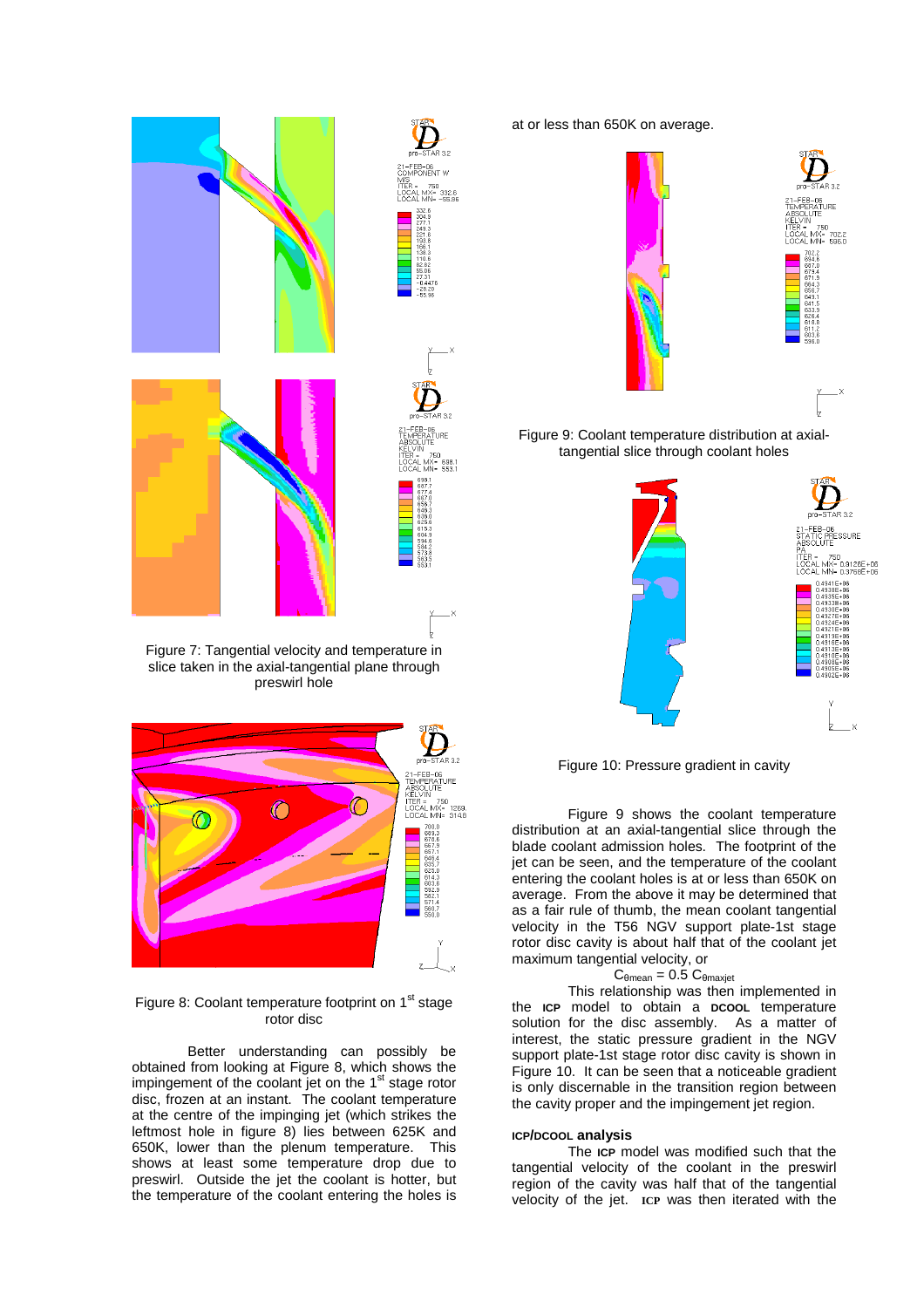Figure 7: Tangential velocity and temperature in slice taken in the axial-tangential plane through preswirl hole

Figure 8: Coolant temperature footprint on 1st stage rotor disc

Better understanding can possibly be obtained from looking at Figure 8, which shows the impingement of the coolant jet on the 1st stage rotor disc, frozen at an instant. The coolant temperature at the centre of the impinging jet (which strikes the leftmost hole in figure 8) lies between 625K and 650K, lower than the plenum temperature. This shows at least some temperature drop due to preswirl. Outside the jet the coolant is hotter, but the temperature of the coolant entering the holes is at or less than 650K on average.

Figure 9: Coolant temperature distribution at axial-tangential slice through coolant holes

Figure 10: Pressure gradient in cavity

Figure 9 shows the coolant temperature distribution at an axial-tangential slice through the blade coolant admission holes. The footprint of the jet can be seen, and the temperature of the coolant entering the coolant holes is at or less than 650K on average. From the above it may be determined that as a fair rule of thumb, the mean coolant tangential velocity in the T56 NGV support plate-1st stage rotor disc cavity is about half that of the coolant jet maximum tangential velocity, or

$$C_{\theta mean} = 0.5\, C_{\theta maxjet}$$

This relationship was then implemented in the **ICP** model to obtain a **DCOOL** temperature solution for the disc assembly. As a matter of interest, the static pressure gradient in the NGV support plate-1st stage rotor disc cavity is shown in Figure 10. It can be seen that a noticeable gradient is only discernable in the transition region between the cavity proper and the impingement jet region.

### ICP/DCOOL analysis

The **ICP** model was modified such that the tangential velocity of the coolant in the preswirl region of the cavity was half that of the tangential velocity of the jet. **ICP** was then iterated with the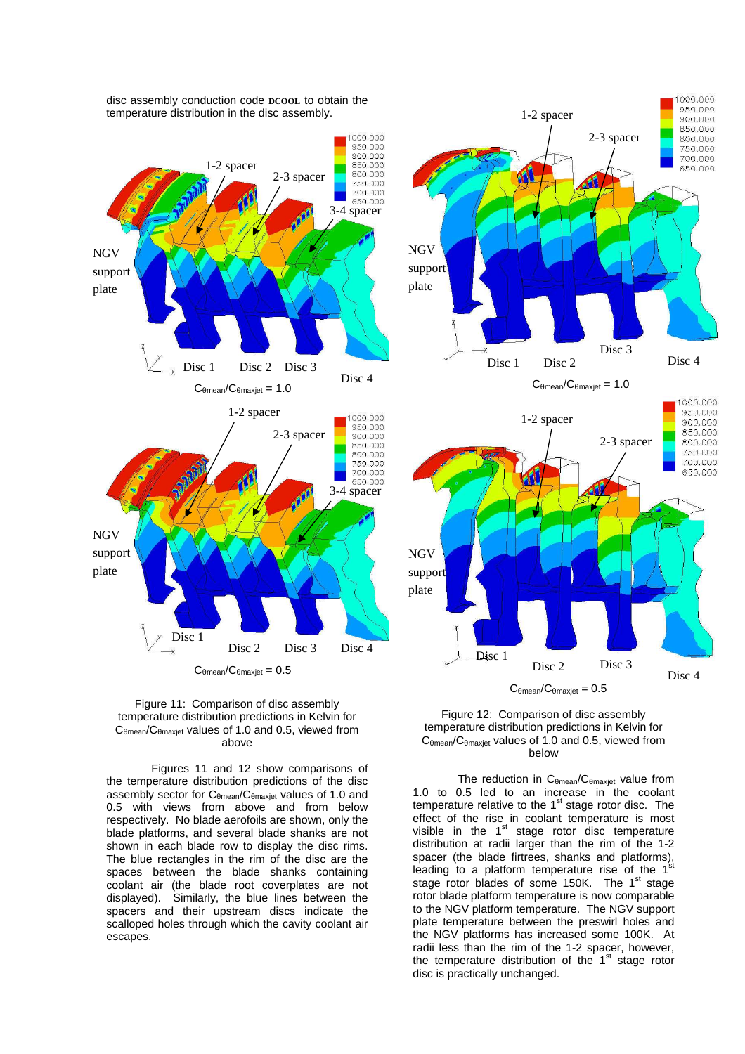disc assembly conduction code DCOOL to obtain the temperature distribution in the disc assembly.

Figure 11: Comparison of disc assembly temperature distribution predictions in Kelvin for $C_{\theta mean}/C_{\theta maxjet}$ values of 1.0 and 0.5, viewed from above

Figure 12: Comparison of disc assembly temperature distribution predictions in Kelvin for $C_{\theta mean}/C_{\theta maxjet}$ values of 1.0 and 0.5, viewed from below

Figures 11 and 12 show comparisons of the temperature distribution predictions of the disc assembly sector for $C_{\theta mean}/C_{\theta maxjet}$ values of 1.0 and 0.5 with views from above and from below respectively. No blade aerofoils are shown, only the blade platforms, and several blade shanks are not shown in each blade row to display the disc rims. The blue rectangles in the rim of the disc are the spaces between the blade shanks containing coolant air (the blade root coverplates are not displayed). Similarly, the blue lines between the spacers and their upstream discs indicate the scalloped holes through which the cavity coolant air escapes.

The reduction in $C_{\theta mean}/C_{\theta maxjet}$ value from 1.0 to 0.5 led to an increase in the coolant temperature relative to the 1st stage rotor disc. The effect of the rise in coolant temperature is most visible in the 1st stage rotor disc temperature distribution at radii larger than the rim of the 1-2 spacer (the blade firtrees, shanks and platforms), leading to a platform temperature rise of the 1st stage rotor blades of some 150K. The 1st stage rotor blade platform temperature is now comparable to the NGV platform temperature. The NGV support plate temperature between the preswirl holes and the NGV platforms has increased some 100K. At radii less than the rim of the 1-2 spacer, however, the temperature distribution of the 1st stage rotor disc is practically unchanged.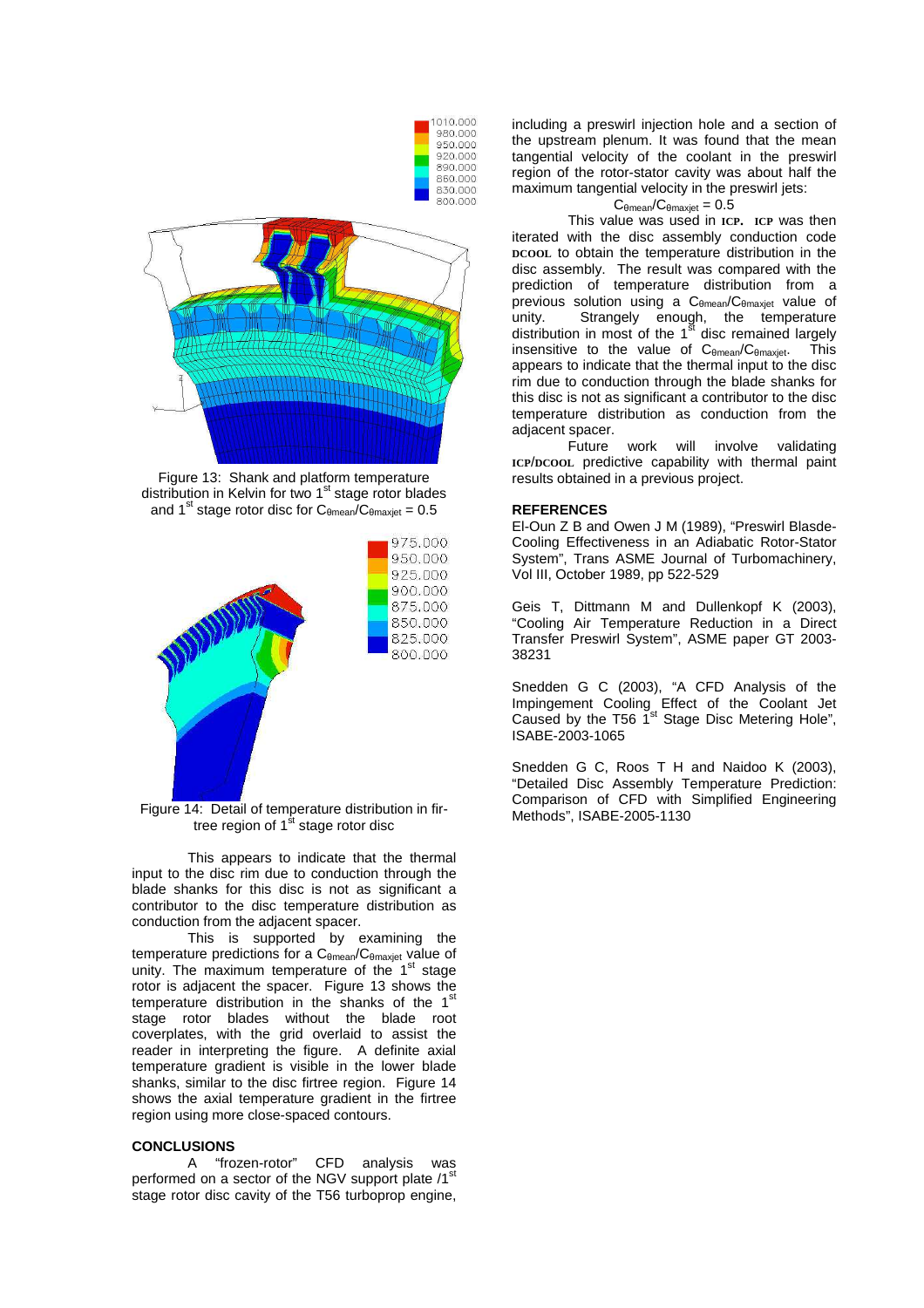1010.000
980.000
950.000
920.000
890.000
860.000
830.000
800.000

Figure 13: Shank and platform temperature distribution in Kelvin for two 1st stage rotor blades and 1st stage rotor disc for $C_{\theta mean}/C_{\theta maxjet} = 0.5$

975.000
950.000
925.000
900.000
875.000
850.000
825.000
800.000

Figure 14: Detail of temperature distribution in fir-tree region of 1st stage rotor disc

This appears to indicate that the thermal input to the disc rim due to conduction through the blade shanks for this disc is not as significant a contributor to the disc temperature distribution as conduction from the adjacent spacer.

This is supported by examining the temperature predictions for a $C_{\theta mean}/C_{\theta maxjet}$ value of unity. The maximum temperature of the 1st stage rotor is adjacent the spacer. Figure 13 shows the temperature distribution in the shanks of the 1st stage rotor blades without the blade root coverplates, with the grid overlaid to assist the reader in interpreting the figure. A definite axial temperature gradient is visible in the lower blade shanks, similar to the disc firtree region. Figure 14 shows the axial temperature gradient in the firtree region using more close-spaced contours.

## CONCLUSIONS

A "frozen-rotor" CFD analysis was performed on a sector of the NGV support plate /1st stage rotor disc cavity of the T56 turboprop engine, including a preswirl injection hole and a section of the upstream plenum. It was found that the mean tangential velocity of the coolant in the preswirl region of the rotor-stator cavity was about half the maximum tangential velocity in the preswirl jets:

$$C_{\theta mean}/C_{\theta maxjet} = 0.5$$

This value was used in **ICP**. **ICP** was then iterated with the disc assembly conduction code **DCOOL** to obtain the temperature distribution in the disc assembly. The result was compared with the prediction of temperature distribution from a previous solution using a $C_{\theta mean}/C_{\theta maxjet}$ value of unity. Strangely enough, the temperature distribution in most of the 1st disc remained largely insensitive to the value of $C_{\theta mean}/C_{\theta maxjet}$. This appears to indicate that the thermal input to the disc rim due to conduction through the blade shanks for this disc is not as significant a contributor to the disc temperature distribution as conduction from the adjacent spacer.

Future work will involve validating **ICP**/**DCOOL** predictive capability with thermal paint results obtained in a previous project.

## REFERENCES

El-Oun Z B and Owen J M (1989), "Preswirl Blasde-Cooling Effectiveness in an Adiabatic Rotor-Stator System", Trans ASME Journal of Turbomachinery, Vol III, October 1989, pp 522-529

Geis T, Dittmann M and Dullenkopf K (2003), "Cooling Air Temperature Reduction in a Direct Transfer Preswirl System", ASME paper GT 2003-38231

Snedden G C (2003), "A CFD Analysis of the Impingement Cooling Effect of the Coolant Jet Caused by the T56 1st Stage Disc Metering Hole", ISABE-2003-1065

Snedden G C, Roos T H and Naidoo K (2003), "Detailed Disc Assembly Temperature Prediction: Comparison of CFD with Simplified Engineering Methods", ISABE-2005-1130